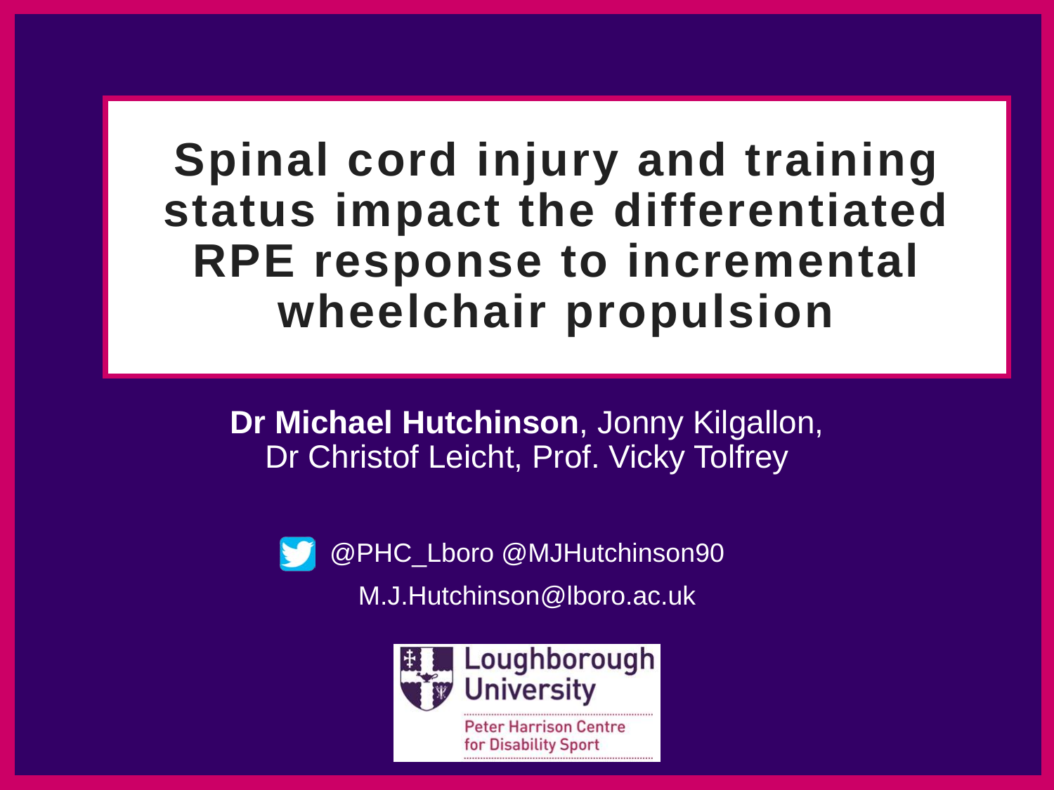# Spinal cord injury and training status impact the differentiated RPE response to incremental wheelchair propulsion

**Dr Michael Hutchinson**, Jonny Kilgallon, Dr Christof Leicht, Prof. Vicky Tolfrey

@PHC_Lboro @MJHutchinson90

M.J.Hutchinson@lboro.ac.uk

Loughborough University

Peter Harrison Centre for Disability Sport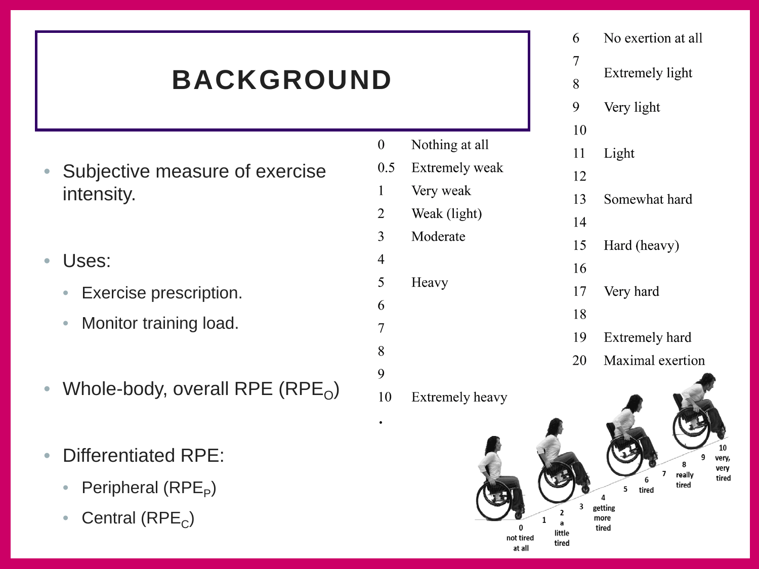# BACKGROUND

- Subjective measure of exercise intensity.
- Uses:
  - Exercise prescription.
  - Monitor training load.
- Whole-body, overall RPE ($RPE_O$)
- Differentiated RPE:
  - Peripheral ($RPE_P$)
  - Central ($RPE_C$)

| | |
|---|---|
| 0 | Nothing at all |
| 0.5 | Extremely weak |
| 1 | Very weak |
| 2 | Weak (light) |
| 3 | Moderate |
| 4 | |
| 5 | Heavy |
| 6 | |
| 7 | |
| 8 | |
| 9 | |
| 10 | Extremely heavy |
| • | |

| | |
|---|---|
| 6 | No exertion at all |
| 7 | Extremely light |
| 8 | |
| 9 | Very light |
| 10 | |
| 11 | Light |
| 12 | |
| 13 | Somewhat hard |
| 14 | |
| 15 | Hard (heavy) |
| 16 | |
| 17 | Very hard |
| 18 | |
| 19 | Extremely hard |
| 20 | Maximal exertion |

0 not tired at all; 1; 2 a little tired; 3; 4 getting more tired; 5; 6 tired; 7; 8 really tired; 9; 10 very, very tired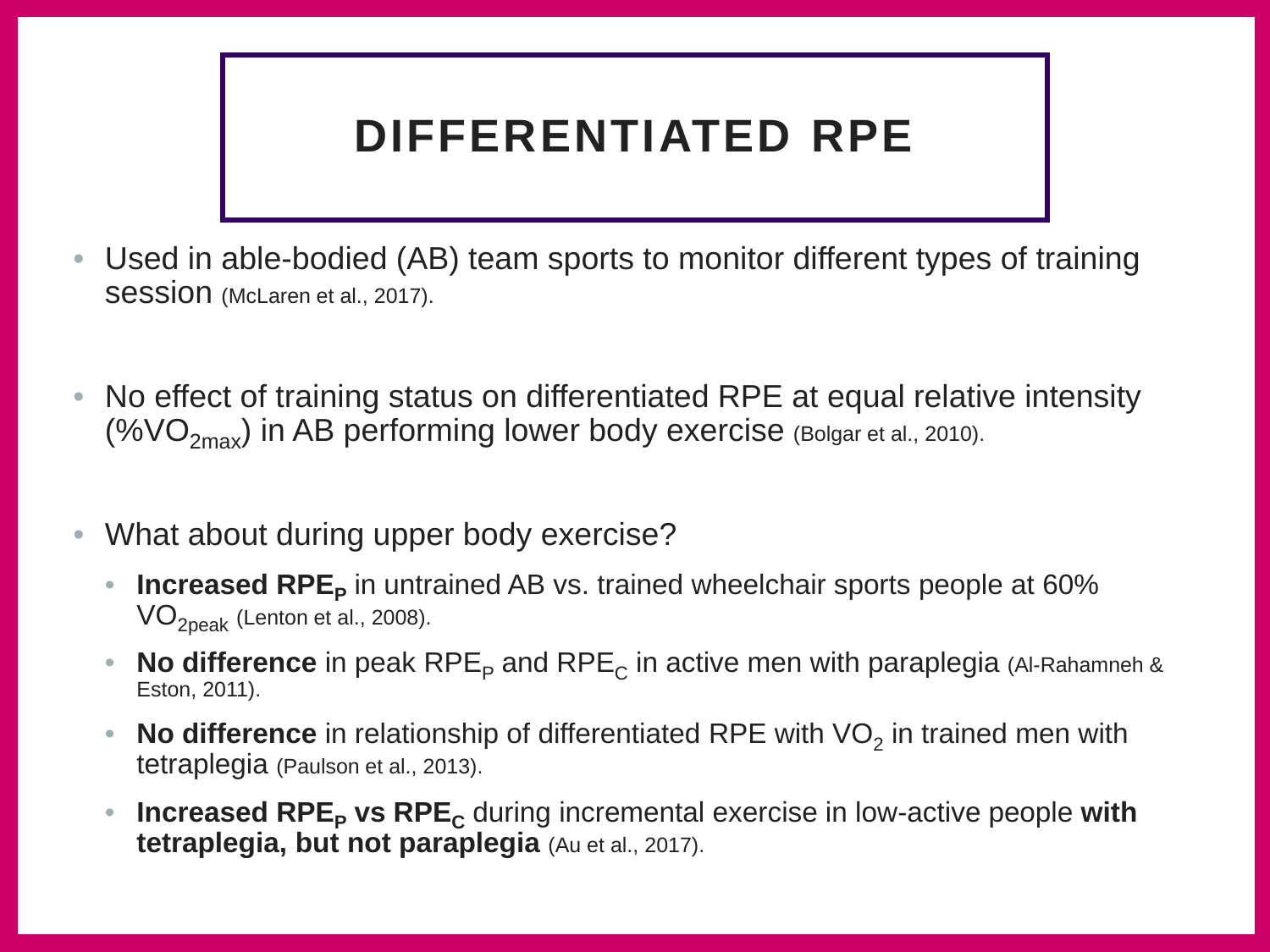# DIFFERENTIATED RPE

- Used in able-bodied (AB) team sports to monitor different types of training session (McLaren et al., 2017).

- No effect of training status on differentiated RPE at equal relative intensity (%$VO_{2max}$) in AB performing lower body exercise (Bolgar et al., 2010).

- What about during upper body exercise?
  - **Increased $RPE_P$** in untrained AB vs. trained wheelchair sports people at 60% $VO_{2peak}$ (Lenton et al., 2008).
  - **No difference** in peak $RPE_P$ and $RPE_C$ in active men with paraplegia (Al-Rahamneh & Eston, 2011).
  - **No difference** in relationship of differentiated RPE with $VO_2$ in trained men with tetraplegia (Paulson et al., 2013).
  - **Increased $RPE_P$ vs $RPE_C$** during incremental exercise in low-active people **with tetraplegia, but not paraplegia** (Au et al., 2017).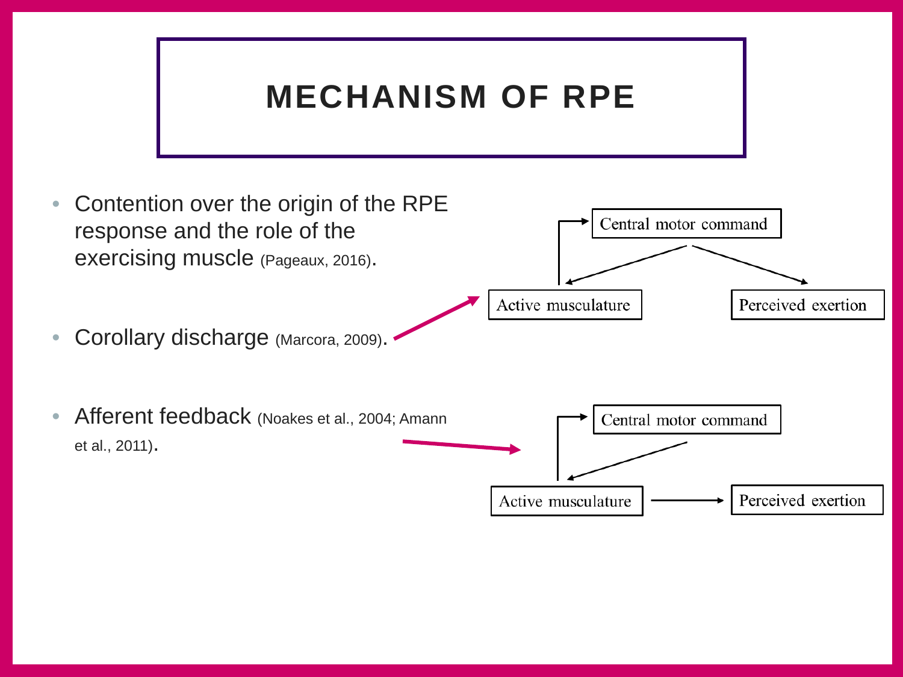# MECHANISM OF RPE

- Contention over the origin of the RPE response and the role of the exercising muscle (Pageaux, 2016).
- Corollary discharge (Marcora, 2009).
- Afferent feedback (Noakes et al., 2004; Amann et al., 2011).

Central motor command

Active musculature

Perceived exertion

Central motor command

Active musculature

Perceived exertion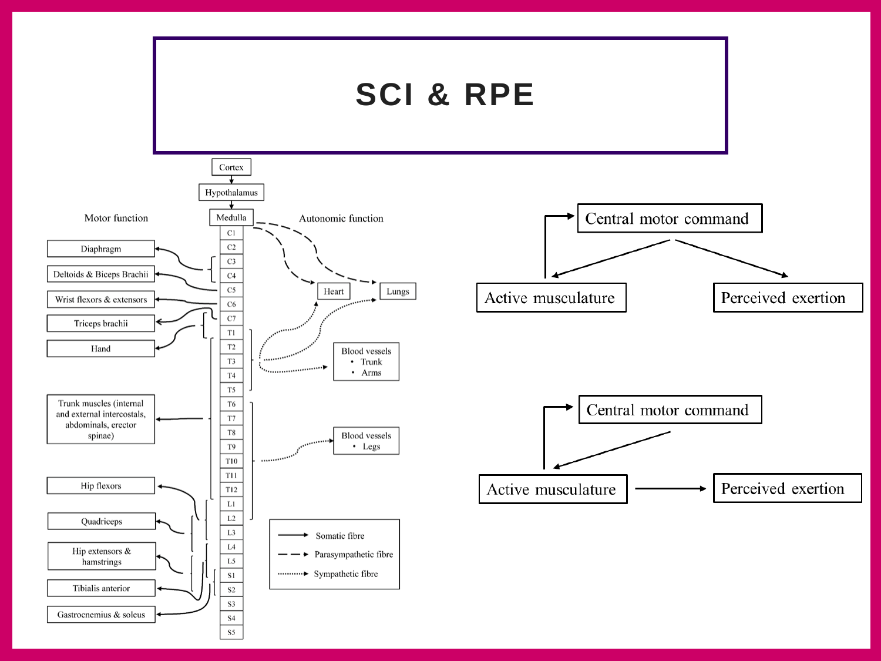# SCI & RPE

Cortex

Hypothalamus

Medulla

Motor function

Autonomic function

C1, C2, C3, C4, C5, C6, C7, T1, T2, T3, T4, T5, T6, T7, T8, T9, T10, T11, T12, L1, L2, L3, L4, L5, S1, S2, S3, S4, S5

Diaphragm

Deltoids & Biceps Brachii

Wrist flexors & extensors

Triceps brachii

Hand

Trunk muscles (internal and external intercostals, abdominals, erector spinae)

Hip flexors

Quadriceps

Hip extensors & hamstrings

Tibialis anterior

Gastrocnemius & soleus

Heart

Lungs

Blood vessels
- Trunk
- Arms

Blood vessels
- Legs

Somatic fibre

Parasympathetic fibre

Sympathetic fibre

Central motor command → Active musculature, Perceived exertion; Active musculature → Central motor command

Central motor command → Active musculature; Active musculature → Central motor command; Active musculature → Perceived exertion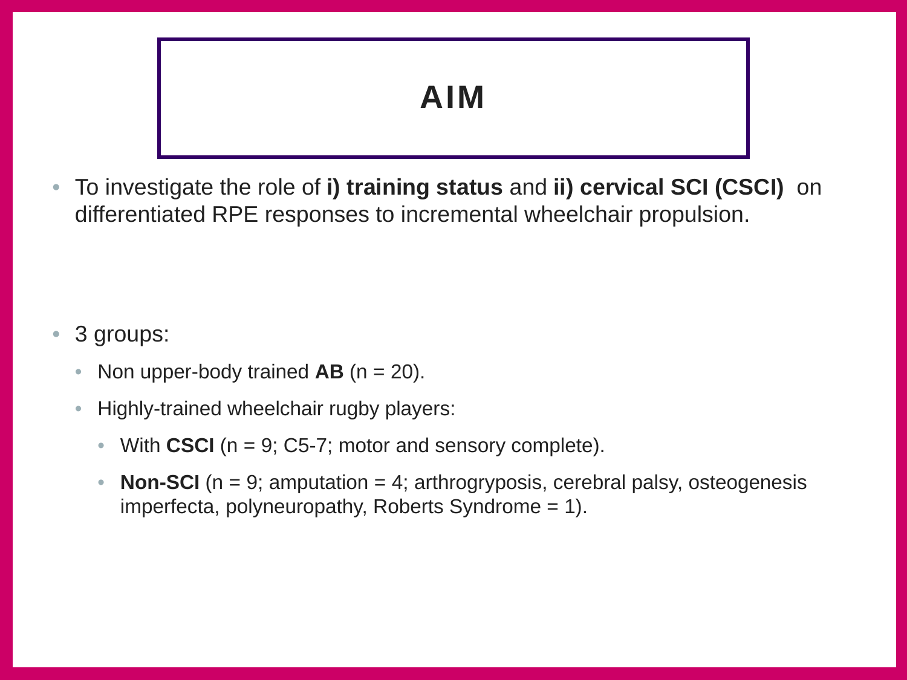# AIM

- To investigate the role of **i) training status** and **ii) cervical SCI (CSCI)** on differentiated RPE responses to incremental wheelchair propulsion.

- 3 groups:
  - Non upper-body trained **AB** (n = 20).
  - Highly-trained wheelchair rugby players:
    - With **CSCI** (n = 9; C5-7; motor and sensory complete).
    - **Non-SCI** (n = 9; amputation = 4; arthrogryposis, cerebral palsy, osteogenesis imperfecta, polyneuropathy, Roberts Syndrome = 1).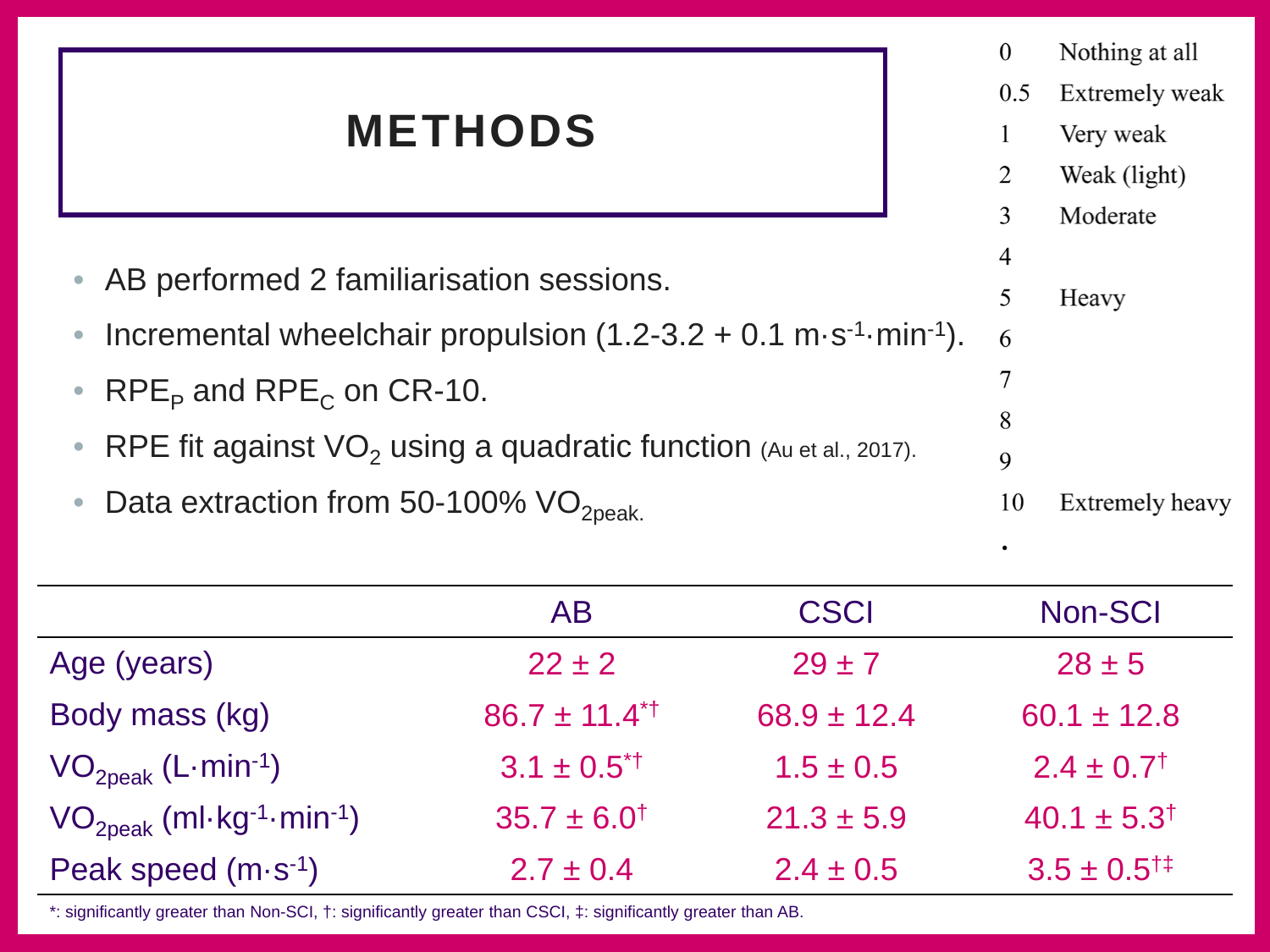# METHODS

- AB performed 2 familiarisation sessions.
- Incremental wheelchair propulsion (1.2-3.2 + 0.1 $m \cdot s^{-1} \cdot min^{-1}$).
- $RPE_P$ and $RPE_C$ on CR-10.
- RPE fit against $VO_2$ using a quadratic function (Au et al., 2017).
- Data extraction from 50-100% $VO_{2peak}$.

| | |
|---|---|
| 0 | Nothing at all |
| 0.5 | Extremely weak |
| 1 | Very weak |
| 2 | Weak (light) |
| 3 | Moderate |
| 4 | |
| 5 | Heavy |
| 6 | |
| 7 | |
| 8 | |
| 9 | |
| 10 | Extremely heavy |
| • | |

| | AB | CSCI | Non-SCI |
|---|---|---|---|
| Age (years) | 22 ± 2 | 29 ± 7 | 28 ± 5 |
| Body mass (kg) | 86.7 ± 11.4*† | 68.9 ± 12.4 | 60.1 ± 12.8 |
| $VO_{2peak}$ ($L \cdot min^{-1}$) | 3.1 ± 0.5*† | 1.5 ± 0.5 | 2.4 ± 0.7† |
| $VO_{2peak}$ ($ml \cdot kg^{-1} \cdot min^{-1}$) | 35.7 ± 6.0† | 21.3 ± 5.9 | 40.1 ± 5.3† |
| Peak speed ($m \cdot s^{-1}$) | 2.7 ± 0.4 | 2.4 ± 0.5 | 3.5 ± 0.5†‡ |

*: significantly greater than Non-SCI, †: significantly greater than CSCI, ‡: significantly greater than AB.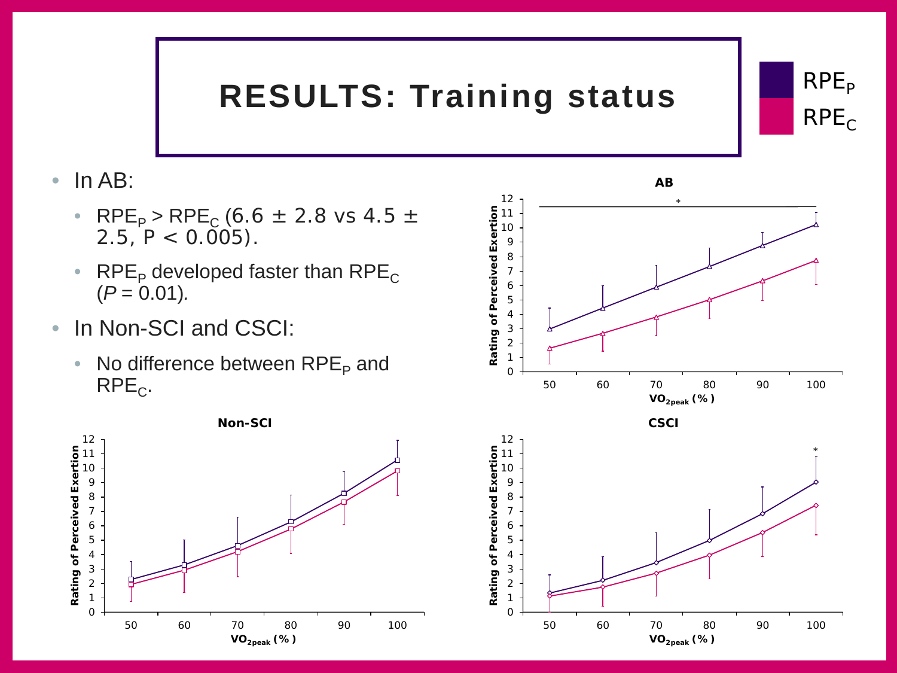# RESULTS: Training status

$RPE_P$

$RPE_C$

- In AB:
  - $RPE_P > RPE_C$ (6.6 ± 2.8 vs 4.5 ± 2.5, $P < 0.005$).
  - $RPE_P$ developed faster than $RPE_C$ ($P = 0.01$).
- In Non-SCI and CSCI:
  - No difference between $RPE_P$ and $RPE_C$.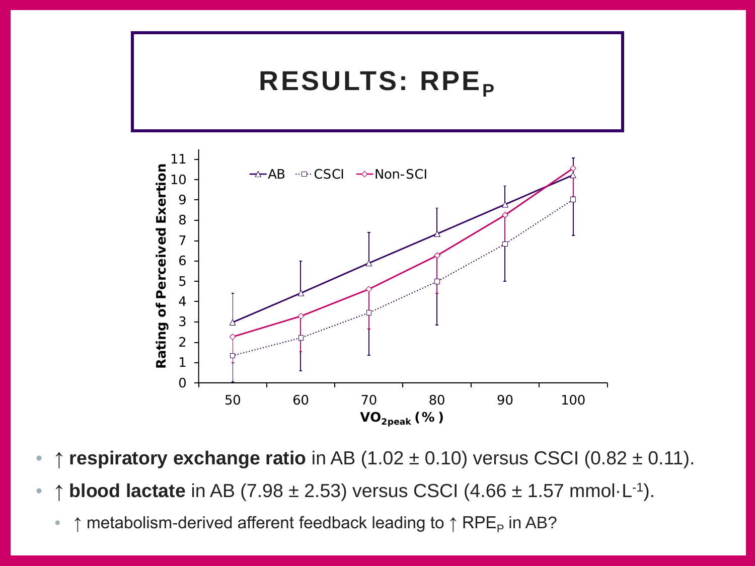# RESULTS: $RPE_P$

- ↑ **respiratory exchange ratio** in AB (1.02 ± 0.10) versus CSCI (0.82 ± 0.11).
- ↑ **blood lactate** in AB (7.98 ± 2.53) versus CSCI (4.66 ± 1.57 $mmol \cdot L^{-1}$).
  - ↑ metabolism-derived afferent feedback leading to ↑ $RPE_P$ in AB?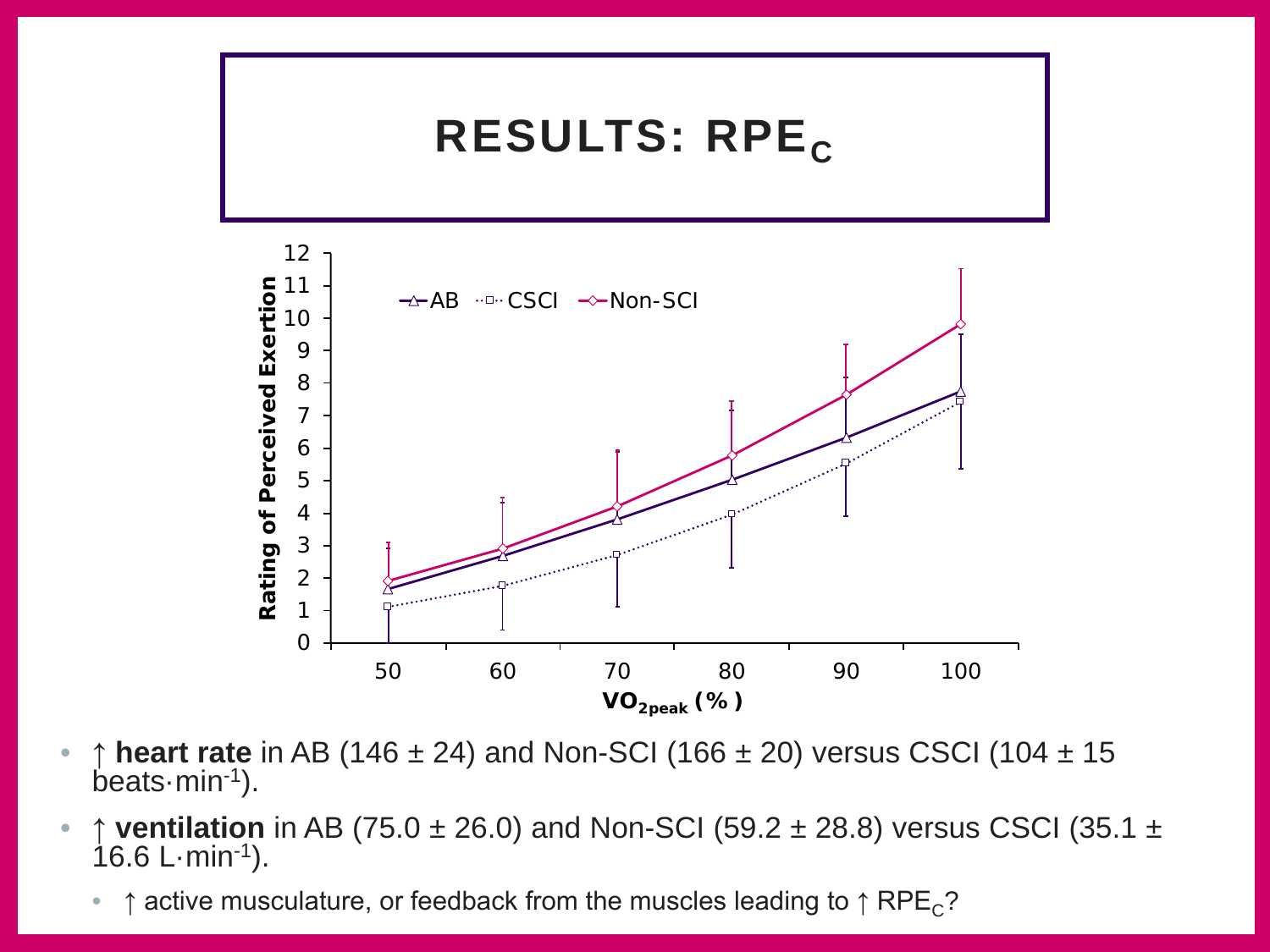# RESULTS: $RPE_C$

- ↑ **heart rate** in AB (146 ± 24) and Non-SCI (166 ± 20) versus CSCI (104 ± 15 beats·min$^{-1}$).
- ↑ **ventilation** in AB (75.0 ± 26.0) and Non-SCI (59.2 ± 28.8) versus CSCI (35.1 ± 16.6 L·min$^{-1}$).
  - ↑ active musculature, or feedback from the muscles leading to ↑ $RPE_C$?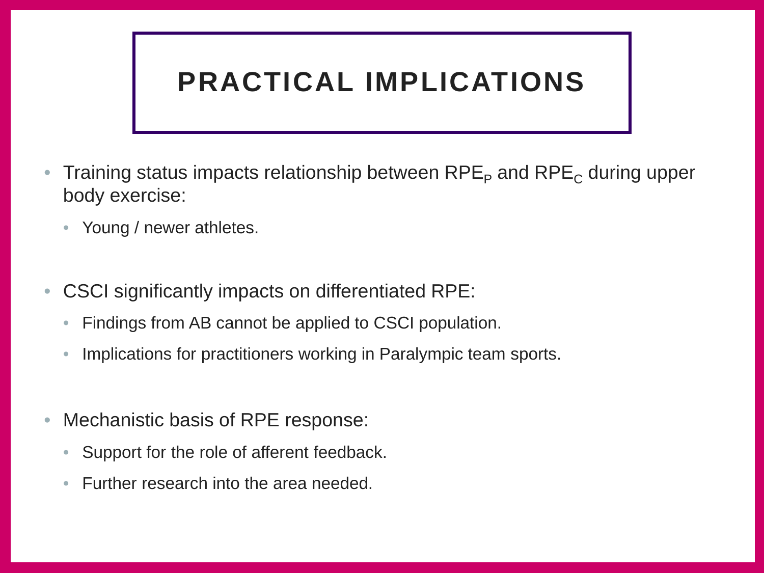# PRACTICAL IMPLICATIONS

- Training status impacts relationship between $RPE_P$ and $RPE_C$ during upper body exercise:
  - Young / newer athletes.

- CSCI significantly impacts on differentiated RPE:
  - Findings from AB cannot be applied to CSCI population.
  - Implications for practitioners working in Paralympic team sports.

- Mechanistic basis of RPE response:
  - Support for the role of afferent feedback.
  - Further research into the area needed.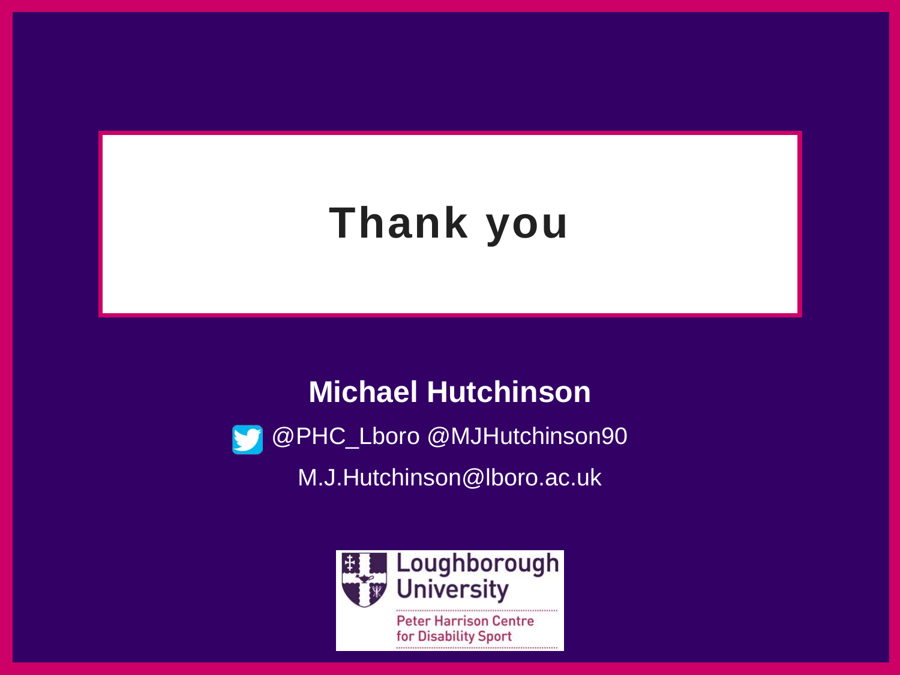# Thank you

**Michael Hutchinson**

@PHC_Lboro @MJHutchinson90

M.J.Hutchinson@lboro.ac.uk

Loughborough University

Peter Harrison Centre for Disability Sport